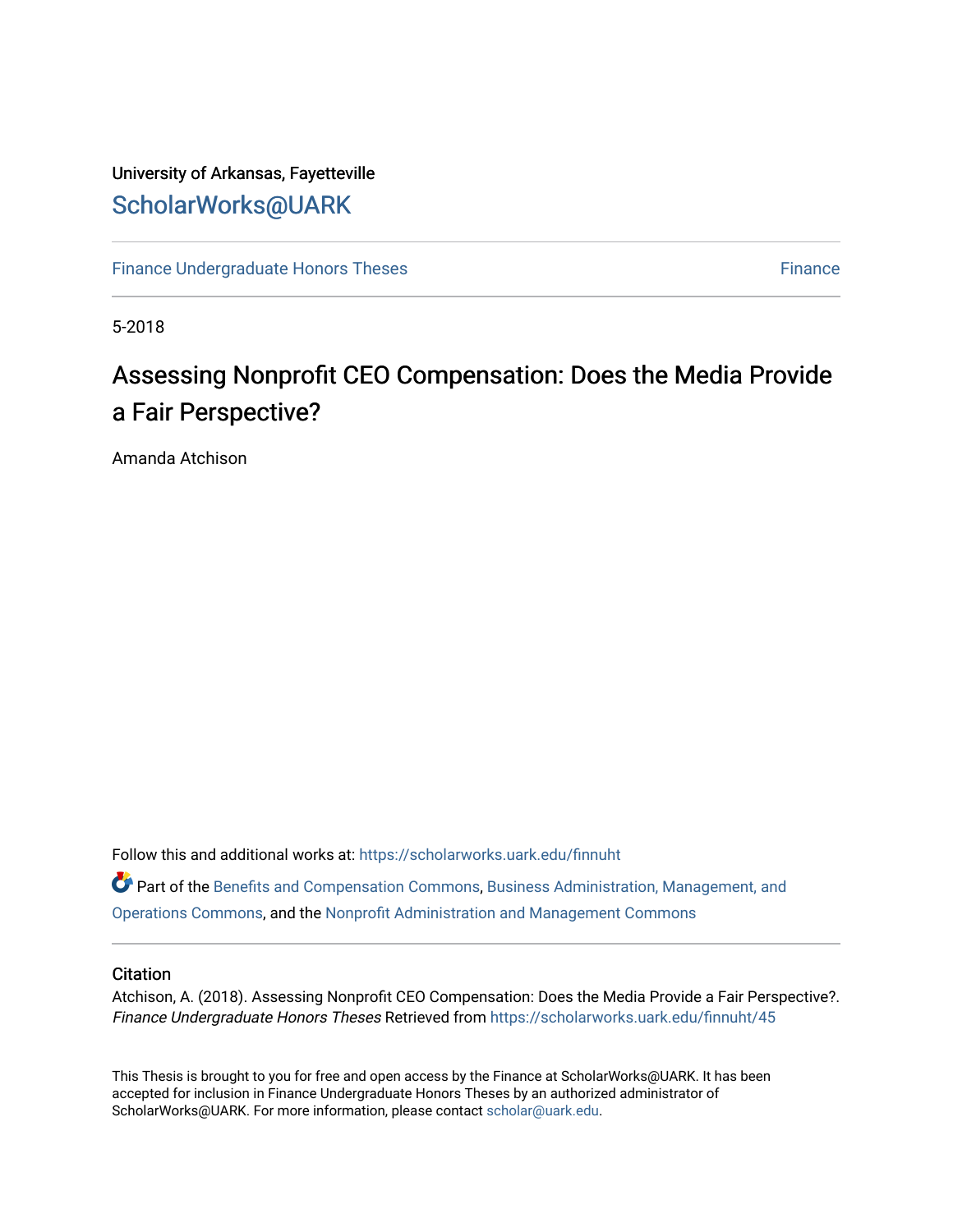University of Arkansas, Fayetteville

# ScholarWorks@UARK

Finance Undergraduate Honors Theses | Finance

5-2018

# Assessing Nonprofit CEO Compensation: Does the Media Provide a Fair Perspective?

Amanda Atchison

Follow this and additional works at: https://scholarworks.uark.edu/finnuht

Part of the Benefits and Compensation Commons, Business Administration, Management, and Operations Commons, and the Nonprofit Administration and Management Commons

## Citation

Atchison, A. (2018). Assessing Nonprofit CEO Compensation: Does the Media Provide a Fair Perspective?. *Finance Undergraduate Honors Theses* Retrieved from https://scholarworks.uark.edu/finnuht/45

This Thesis is brought to you for free and open access by the Finance at ScholarWorks@UARK. It has been accepted for inclusion in Finance Undergraduate Honors Theses by an authorized administrator of ScholarWorks@UARK. For more information, please contact scholar@uark.edu.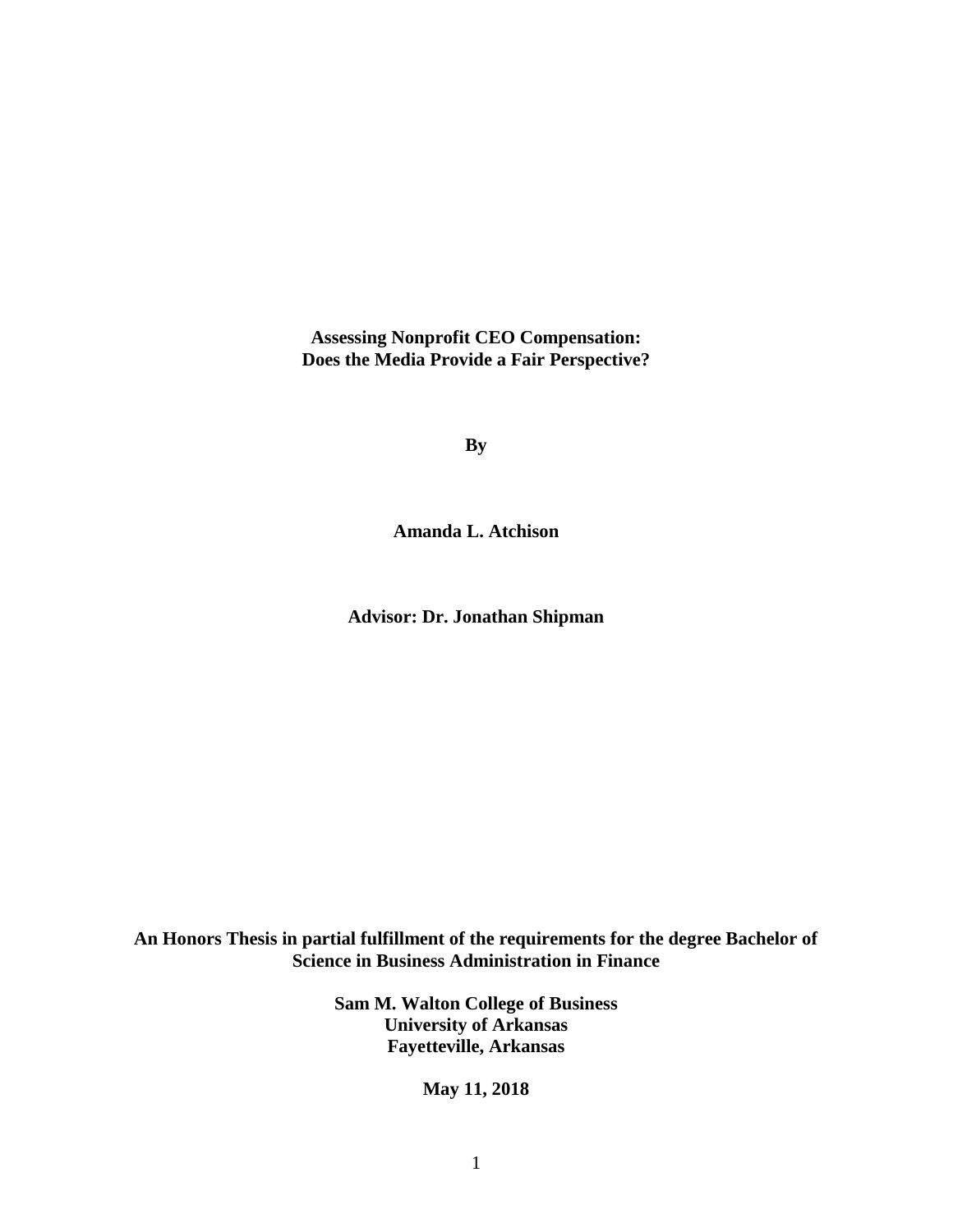**Assessing Nonprofit CEO Compensation:**
**Does the Media Provide a Fair Perspective?**

**By**

**Amanda L. Atchison**

**Advisor: Dr. Jonathan Shipman**

**An Honors Thesis in partial fulfillment of the requirements for the degree Bachelor of Science in Business Administration in Finance**

**Sam M. Walton College of Business**
**University of Arkansas**
**Fayetteville, Arkansas**

**May 11, 2018**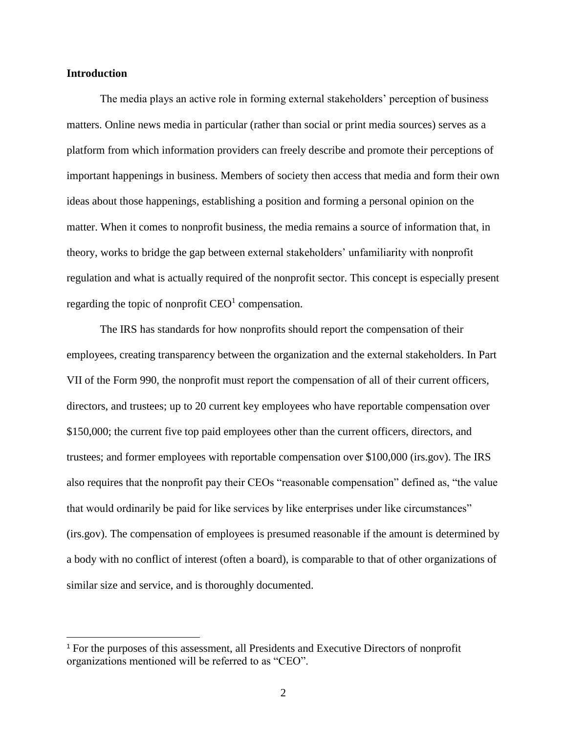## Introduction

The media plays an active role in forming external stakeholders' perception of business matters. Online news media in particular (rather than social or print media sources) serves as a platform from which information providers can freely describe and promote their perceptions of important happenings in business. Members of society then access that media and form their own ideas about those happenings, establishing a position and forming a personal opinion on the matter. When it comes to nonprofit business, the media remains a source of information that, in theory, works to bridge the gap between external stakeholders' unfamiliarity with nonprofit regulation and what is actually required of the nonprofit sector. This concept is especially present regarding the topic of nonprofit CEO[1] compensation.

The IRS has standards for how nonprofits should report the compensation of their employees, creating transparency between the organization and the external stakeholders. In Part VII of the Form 990, the nonprofit must report the compensation of all of their current officers, directors, and trustees; up to 20 current key employees who have reportable compensation over $150,000; the current five top paid employees other than the current officers, directors, and trustees; and former employees with reportable compensation over $100,000 (irs.gov). The IRS also requires that the nonprofit pay their CEOs "reasonable compensation" defined as, "the value that would ordinarily be paid for like services by like enterprises under like circumstances" (irs.gov). The compensation of employees is presumed reasonable if the amount is determined by a body with no conflict of interest (often a board), is comparable to that of other organizations of similar size and service, and is thoroughly documented.

[1] For the purposes of this assessment, all Presidents and Executive Directors of nonprofit organizations mentioned will be referred to as "CEO".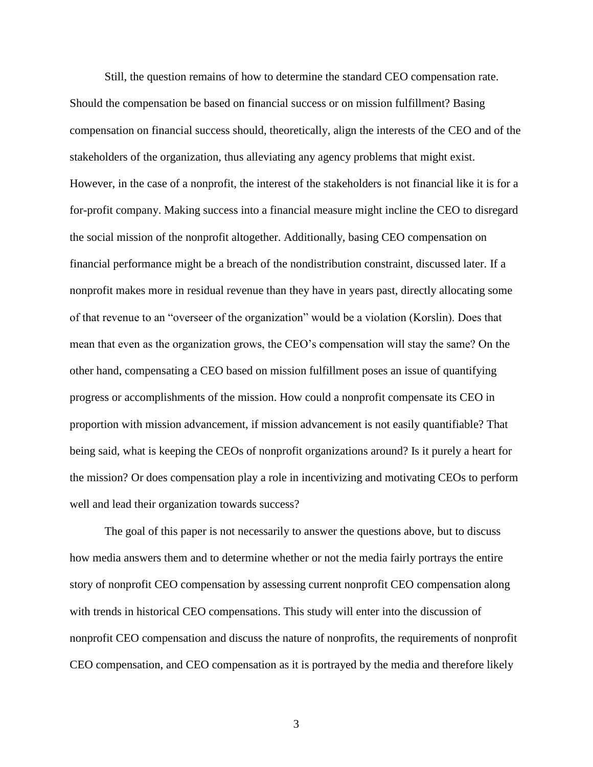Still, the question remains of how to determine the standard CEO compensation rate. Should the compensation be based on financial success or on mission fulfillment? Basing compensation on financial success should, theoretically, align the interests of the CEO and of the stakeholders of the organization, thus alleviating any agency problems that might exist. However, in the case of a nonprofit, the interest of the stakeholders is not financial like it is for a for-profit company. Making success into a financial measure might incline the CEO to disregard the social mission of the nonprofit altogether. Additionally, basing CEO compensation on financial performance might be a breach of the nondistribution constraint, discussed later. If a nonprofit makes more in residual revenue than they have in years past, directly allocating some of that revenue to an "overseer of the organization" would be a violation (Korslin). Does that mean that even as the organization grows, the CEO's compensation will stay the same? On the other hand, compensating a CEO based on mission fulfillment poses an issue of quantifying progress or accomplishments of the mission. How could a nonprofit compensate its CEO in proportion with mission advancement, if mission advancement is not easily quantifiable? That being said, what is keeping the CEOs of nonprofit organizations around? Is it purely a heart for the mission? Or does compensation play a role in incentivizing and motivating CEOs to perform well and lead their organization towards success?

The goal of this paper is not necessarily to answer the questions above, but to discuss how media answers them and to determine whether or not the media fairly portrays the entire story of nonprofit CEO compensation by assessing current nonprofit CEO compensation along with trends in historical CEO compensations. This study will enter into the discussion of nonprofit CEO compensation and discuss the nature of nonprofits, the requirements of nonprofit CEO compensation, and CEO compensation as it is portrayed by the media and therefore likely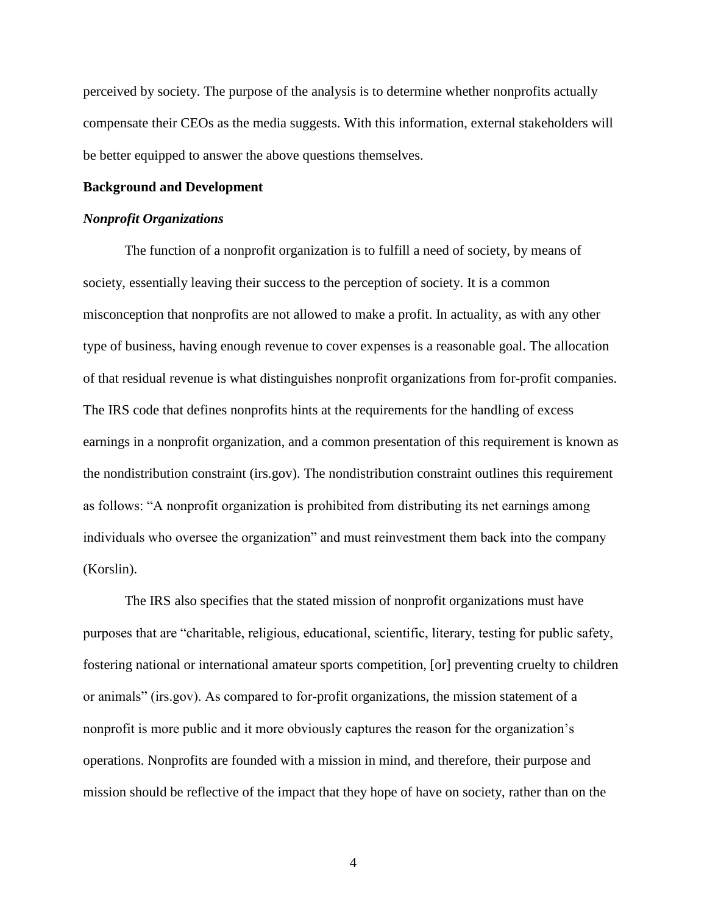perceived by society. The purpose of the analysis is to determine whether nonprofits actually compensate their CEOs as the media suggests. With this information, external stakeholders will be better equipped to answer the above questions themselves.

## Background and Development

### *Nonprofit Organizations*

The function of a nonprofit organization is to fulfill a need of society, by means of society, essentially leaving their success to the perception of society. It is a common misconception that nonprofits are not allowed to make a profit. In actuality, as with any other type of business, having enough revenue to cover expenses is a reasonable goal. The allocation of that residual revenue is what distinguishes nonprofit organizations from for-profit companies. The IRS code that defines nonprofits hints at the requirements for the handling of excess earnings in a nonprofit organization, and a common presentation of this requirement is known as the nondistribution constraint (irs.gov). The nondistribution constraint outlines this requirement as follows: "A nonprofit organization is prohibited from distributing its net earnings among individuals who oversee the organization" and must reinvestment them back into the company (Korslin).

The IRS also specifies that the stated mission of nonprofit organizations must have purposes that are "charitable, religious, educational, scientific, literary, testing for public safety, fostering national or international amateur sports competition, [or] preventing cruelty to children or animals" (irs.gov). As compared to for-profit organizations, the mission statement of a nonprofit is more public and it more obviously captures the reason for the organization's operations. Nonprofits are founded with a mission in mind, and therefore, their purpose and mission should be reflective of the impact that they hope of have on society, rather than on the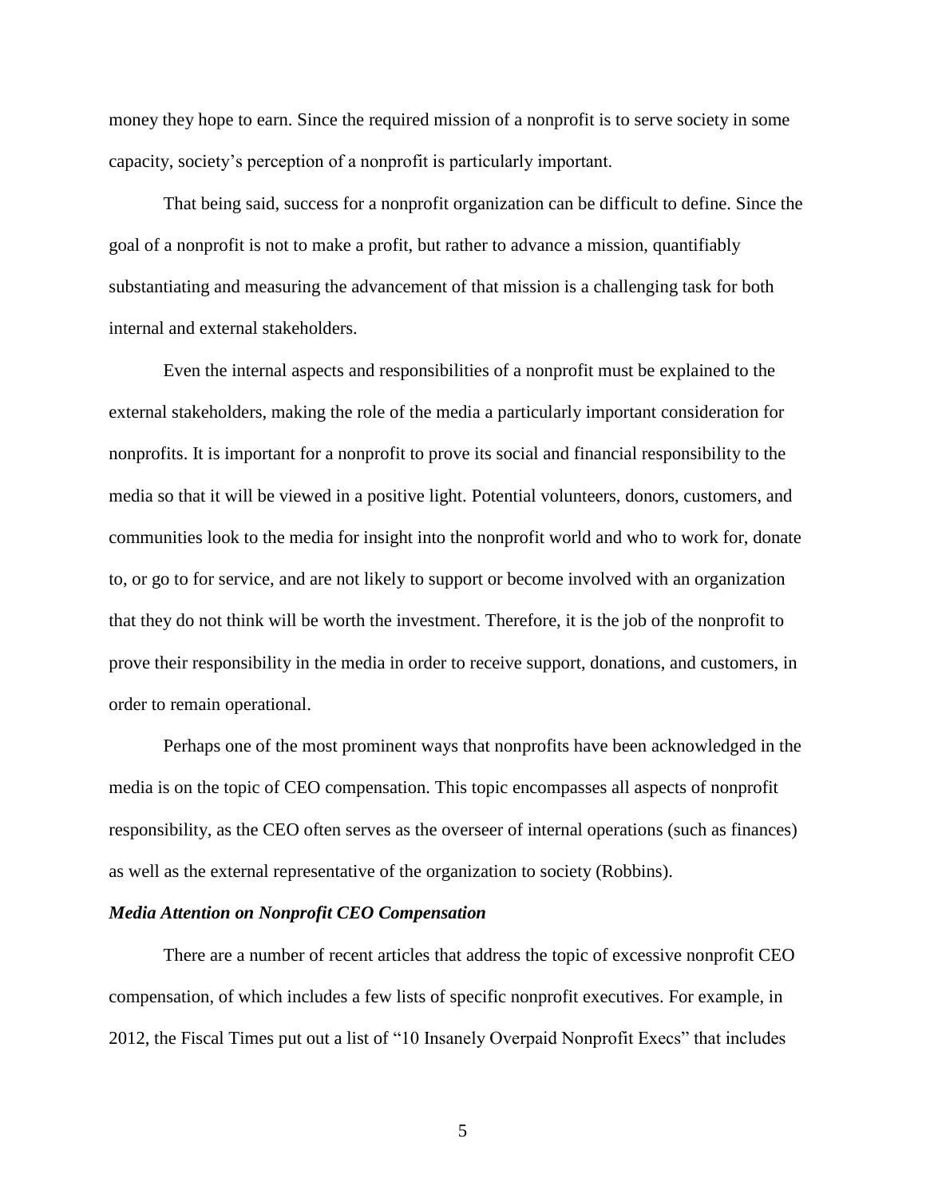money they hope to earn. Since the required mission of a nonprofit is to serve society in some capacity, society's perception of a nonprofit is particularly important.

That being said, success for a nonprofit organization can be difficult to define. Since the goal of a nonprofit is not to make a profit, but rather to advance a mission, quantifiably substantiating and measuring the advancement of that mission is a challenging task for both internal and external stakeholders.

Even the internal aspects and responsibilities of a nonprofit must be explained to the external stakeholders, making the role of the media a particularly important consideration for nonprofits. It is important for a nonprofit to prove its social and financial responsibility to the media so that it will be viewed in a positive light. Potential volunteers, donors, customers, and communities look to the media for insight into the nonprofit world and who to work for, donate to, or go to for service, and are not likely to support or become involved with an organization that they do not think will be worth the investment. Therefore, it is the job of the nonprofit to prove their responsibility in the media in order to receive support, donations, and customers, in order to remain operational.

Perhaps one of the most prominent ways that nonprofits have been acknowledged in the media is on the topic of CEO compensation. This topic encompasses all aspects of nonprofit responsibility, as the CEO often serves as the overseer of internal operations (such as finances) as well as the external representative of the organization to society (Robbins).

### ***Media Attention on Nonprofit CEO Compensation***

There are a number of recent articles that address the topic of excessive nonprofit CEO compensation, of which includes a few lists of specific nonprofit executives. For example, in 2012, the Fiscal Times put out a list of "10 Insanely Overpaid Nonprofit Execs" that includes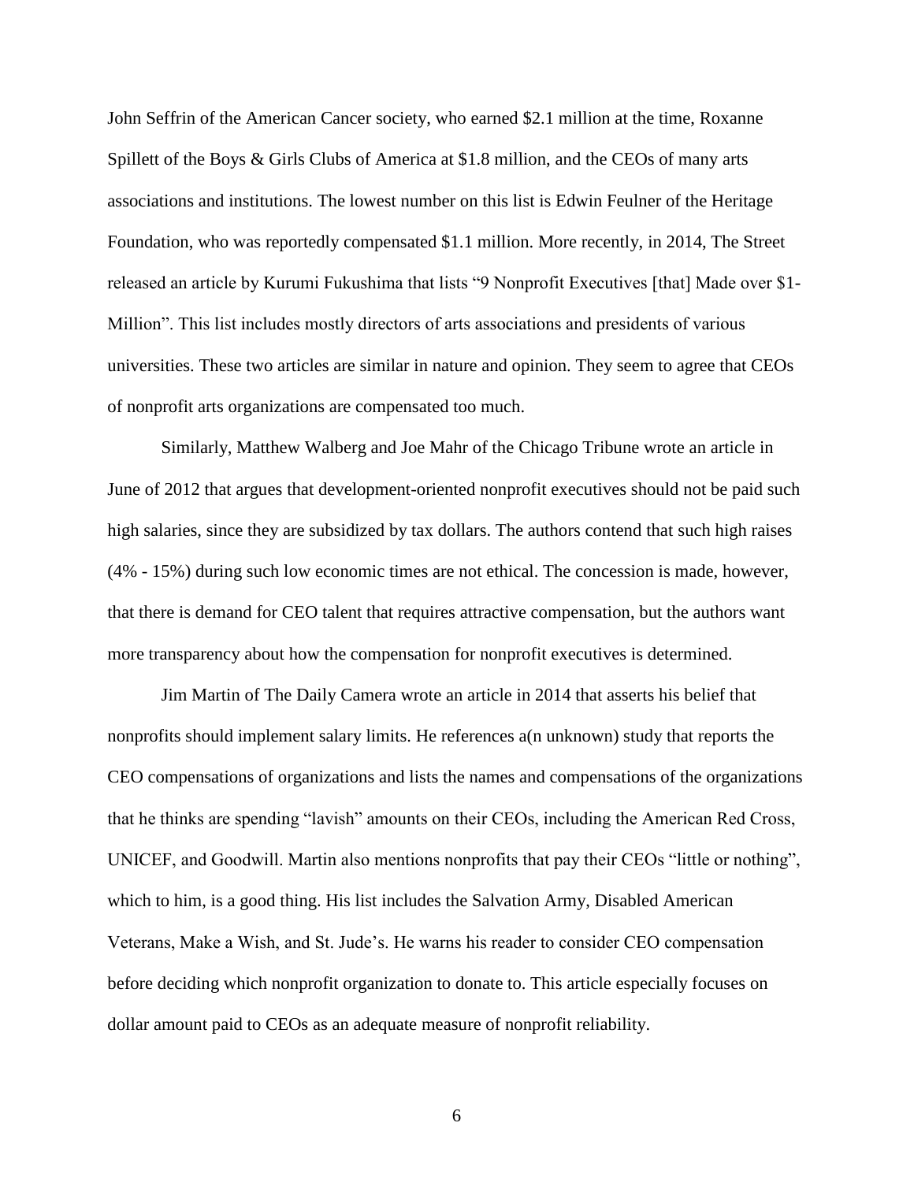John Seffrin of the American Cancer society, who earned $2.1 million at the time, Roxanne Spillett of the Boys & Girls Clubs of America at $1.8 million, and the CEOs of many arts associations and institutions. The lowest number on this list is Edwin Feulner of the Heritage Foundation, who was reportedly compensated $1.1 million. More recently, in 2014, The Street released an article by Kurumi Fukushima that lists "9 Nonprofit Executives [that] Made over $1-Million". This list includes mostly directors of arts associations and presidents of various universities. These two articles are similar in nature and opinion. They seem to agree that CEOs of nonprofit arts organizations are compensated too much.

Similarly, Matthew Walberg and Joe Mahr of the Chicago Tribune wrote an article in June of 2012 that argues that development-oriented nonprofit executives should not be paid such high salaries, since they are subsidized by tax dollars. The authors contend that such high raises (4% - 15%) during such low economic times are not ethical. The concession is made, however, that there is demand for CEO talent that requires attractive compensation, but the authors want more transparency about how the compensation for nonprofit executives is determined.

Jim Martin of The Daily Camera wrote an article in 2014 that asserts his belief that nonprofits should implement salary limits. He references a(n unknown) study that reports the CEO compensations of organizations and lists the names and compensations of the organizations that he thinks are spending "lavish" amounts on their CEOs, including the American Red Cross, UNICEF, and Goodwill. Martin also mentions nonprofits that pay their CEOs "little or nothing", which to him, is a good thing. His list includes the Salvation Army, Disabled American Veterans, Make a Wish, and St. Jude's. He warns his reader to consider CEO compensation before deciding which nonprofit organization to donate to. This article especially focuses on dollar amount paid to CEOs as an adequate measure of nonprofit reliability.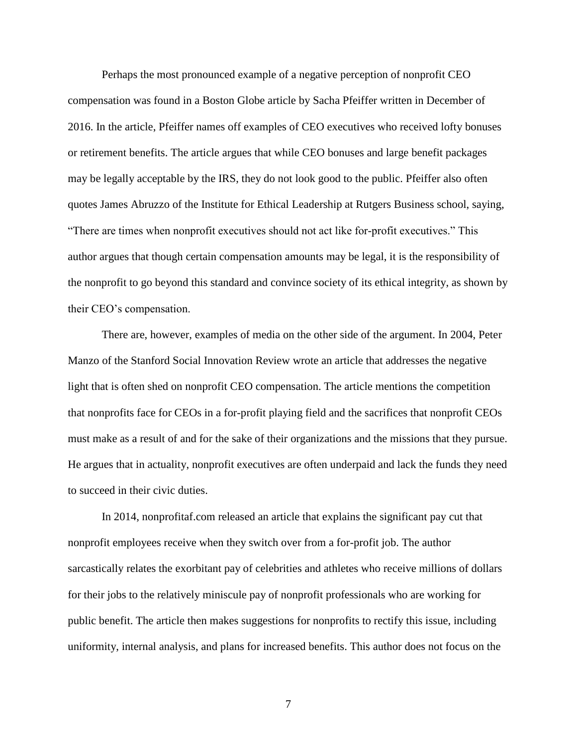Perhaps the most pronounced example of a negative perception of nonprofit CEO compensation was found in a Boston Globe article by Sacha Pfeiffer written in December of 2016. In the article, Pfeiffer names off examples of CEO executives who received lofty bonuses or retirement benefits. The article argues that while CEO bonuses and large benefit packages may be legally acceptable by the IRS, they do not look good to the public. Pfeiffer also often quotes James Abruzzo of the Institute for Ethical Leadership at Rutgers Business school, saying, "There are times when nonprofit executives should not act like for-profit executives." This author argues that though certain compensation amounts may be legal, it is the responsibility of the nonprofit to go beyond this standard and convince society of its ethical integrity, as shown by their CEO's compensation.

There are, however, examples of media on the other side of the argument. In 2004, Peter Manzo of the Stanford Social Innovation Review wrote an article that addresses the negative light that is often shed on nonprofit CEO compensation. The article mentions the competition that nonprofits face for CEOs in a for-profit playing field and the sacrifices that nonprofit CEOs must make as a result of and for the sake of their organizations and the missions that they pursue. He argues that in actuality, nonprofit executives are often underpaid and lack the funds they need to succeed in their civic duties.

In 2014, nonprofitaf.com released an article that explains the significant pay cut that nonprofit employees receive when they switch over from a for-profit job. The author sarcastically relates the exorbitant pay of celebrities and athletes who receive millions of dollars for their jobs to the relatively miniscule pay of nonprofit professionals who are working for public benefit. The article then makes suggestions for nonprofits to rectify this issue, including uniformity, internal analysis, and plans for increased benefits. This author does not focus on the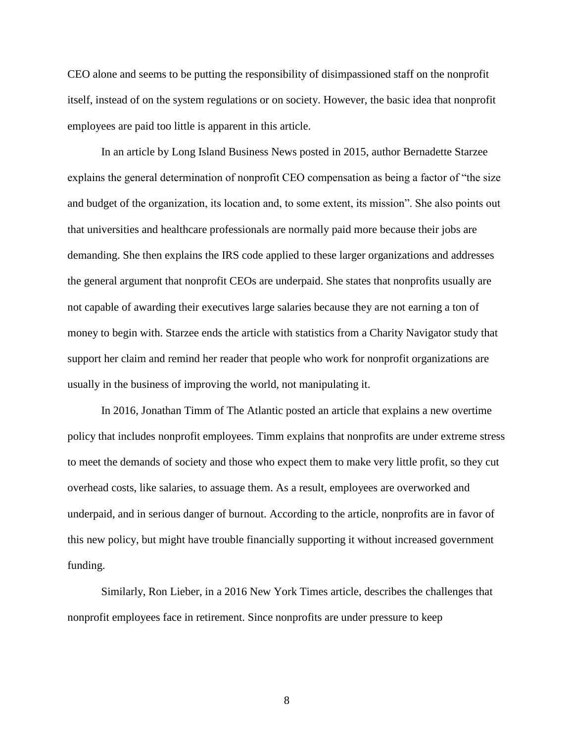CEO alone and seems to be putting the responsibility of disimpassioned staff on the nonprofit itself, instead of on the system regulations or on society. However, the basic idea that nonprofit employees are paid too little is apparent in this article.

In an article by Long Island Business News posted in 2015, author Bernadette Starzee explains the general determination of nonprofit CEO compensation as being a factor of "the size and budget of the organization, its location and, to some extent, its mission". She also points out that universities and healthcare professionals are normally paid more because their jobs are demanding. She then explains the IRS code applied to these larger organizations and addresses the general argument that nonprofit CEOs are underpaid. She states that nonprofits usually are not capable of awarding their executives large salaries because they are not earning a ton of money to begin with. Starzee ends the article with statistics from a Charity Navigator study that support her claim and remind her reader that people who work for nonprofit organizations are usually in the business of improving the world, not manipulating it.

In 2016, Jonathan Timm of The Atlantic posted an article that explains a new overtime policy that includes nonprofit employees. Timm explains that nonprofits are under extreme stress to meet the demands of society and those who expect them to make very little profit, so they cut overhead costs, like salaries, to assuage them. As a result, employees are overworked and underpaid, and in serious danger of burnout. According to the article, nonprofits are in favor of this new policy, but might have trouble financially supporting it without increased government funding.

Similarly, Ron Lieber, in a 2016 New York Times article, describes the challenges that nonprofit employees face in retirement. Since nonprofits are under pressure to keep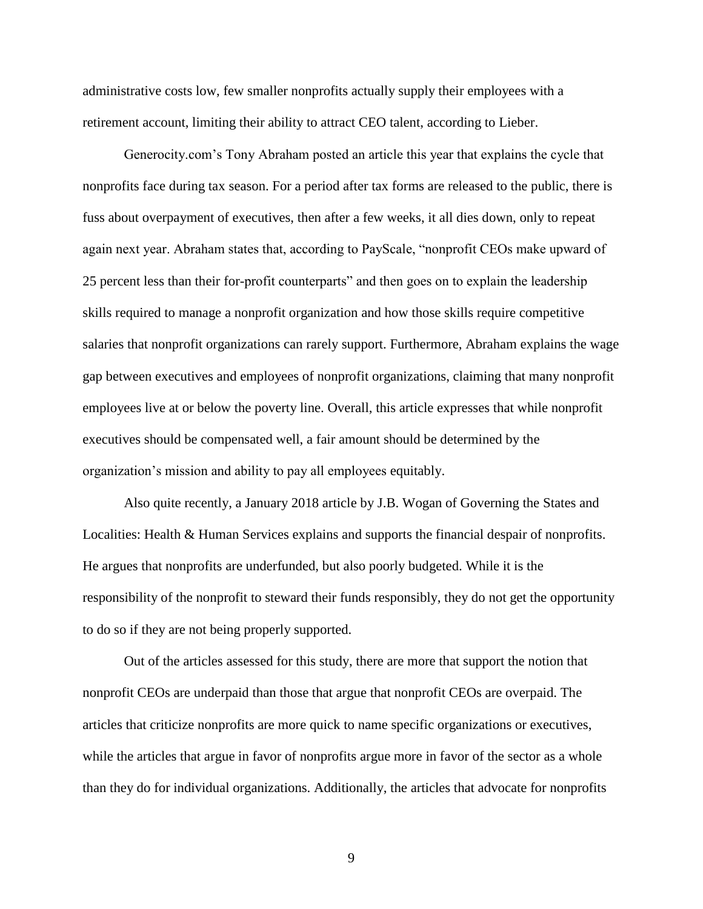administrative costs low, few smaller nonprofits actually supply their employees with a retirement account, limiting their ability to attract CEO talent, according to Lieber.

Generocity.com's Tony Abraham posted an article this year that explains the cycle that nonprofits face during tax season. For a period after tax forms are released to the public, there is fuss about overpayment of executives, then after a few weeks, it all dies down, only to repeat again next year. Abraham states that, according to PayScale, "nonprofit CEOs make upward of 25 percent less than their for-profit counterparts" and then goes on to explain the leadership skills required to manage a nonprofit organization and how those skills require competitive salaries that nonprofit organizations can rarely support. Furthermore, Abraham explains the wage gap between executives and employees of nonprofit organizations, claiming that many nonprofit employees live at or below the poverty line. Overall, this article expresses that while nonprofit executives should be compensated well, a fair amount should be determined by the organization's mission and ability to pay all employees equitably.

Also quite recently, a January 2018 article by J.B. Wogan of Governing the States and Localities: Health & Human Services explains and supports the financial despair of nonprofits. He argues that nonprofits are underfunded, but also poorly budgeted. While it is the responsibility of the nonprofit to steward their funds responsibly, they do not get the opportunity to do so if they are not being properly supported.

Out of the articles assessed for this study, there are more that support the notion that nonprofit CEOs are underpaid than those that argue that nonprofit CEOs are overpaid. The articles that criticize nonprofits are more quick to name specific organizations or executives, while the articles that argue in favor of nonprofits argue more in favor of the sector as a whole than they do for individual organizations. Additionally, the articles that advocate for nonprofits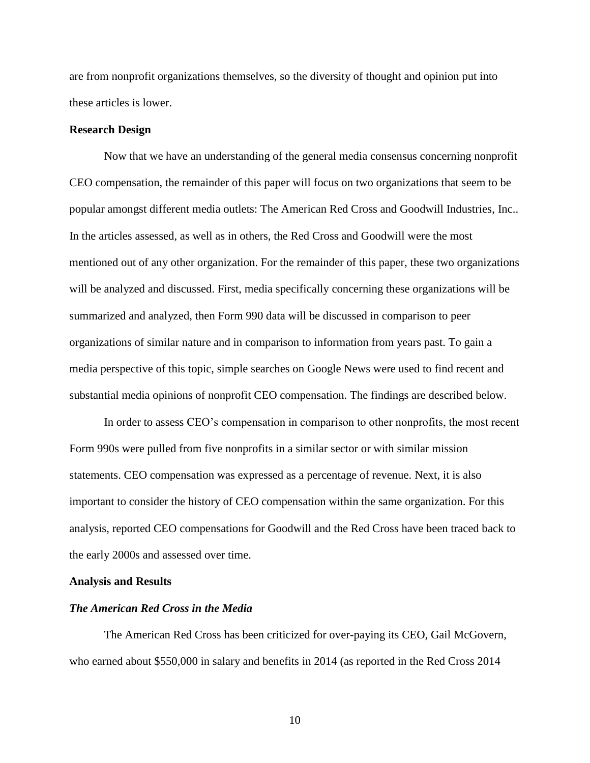are from nonprofit organizations themselves, so the diversity of thought and opinion put into these articles is lower.

**Research Design**

Now that we have an understanding of the general media consensus concerning nonprofit CEO compensation, the remainder of this paper will focus on two organizations that seem to be popular amongst different media outlets: The American Red Cross and Goodwill Industries, Inc.. In the articles assessed, as well as in others, the Red Cross and Goodwill were the most mentioned out of any other organization. For the remainder of this paper, these two organizations will be analyzed and discussed. First, media specifically concerning these organizations will be summarized and analyzed, then Form 990 data will be discussed in comparison to peer organizations of similar nature and in comparison to information from years past. To gain a media perspective of this topic, simple searches on Google News were used to find recent and substantial media opinions of nonprofit CEO compensation. The findings are described below.

In order to assess CEO's compensation in comparison to other nonprofits, the most recent Form 990s were pulled from five nonprofits in a similar sector or with similar mission statements. CEO compensation was expressed as a percentage of revenue. Next, it is also important to consider the history of CEO compensation within the same organization. For this analysis, reported CEO compensations for Goodwill and the Red Cross have been traced back to the early 2000s and assessed over time.

**Analysis and Results**

***The American Red Cross in the Media***

The American Red Cross has been criticized for over-paying its CEO, Gail McGovern, who earned about $550,000 in salary and benefits in 2014 (as reported in the Red Cross 2014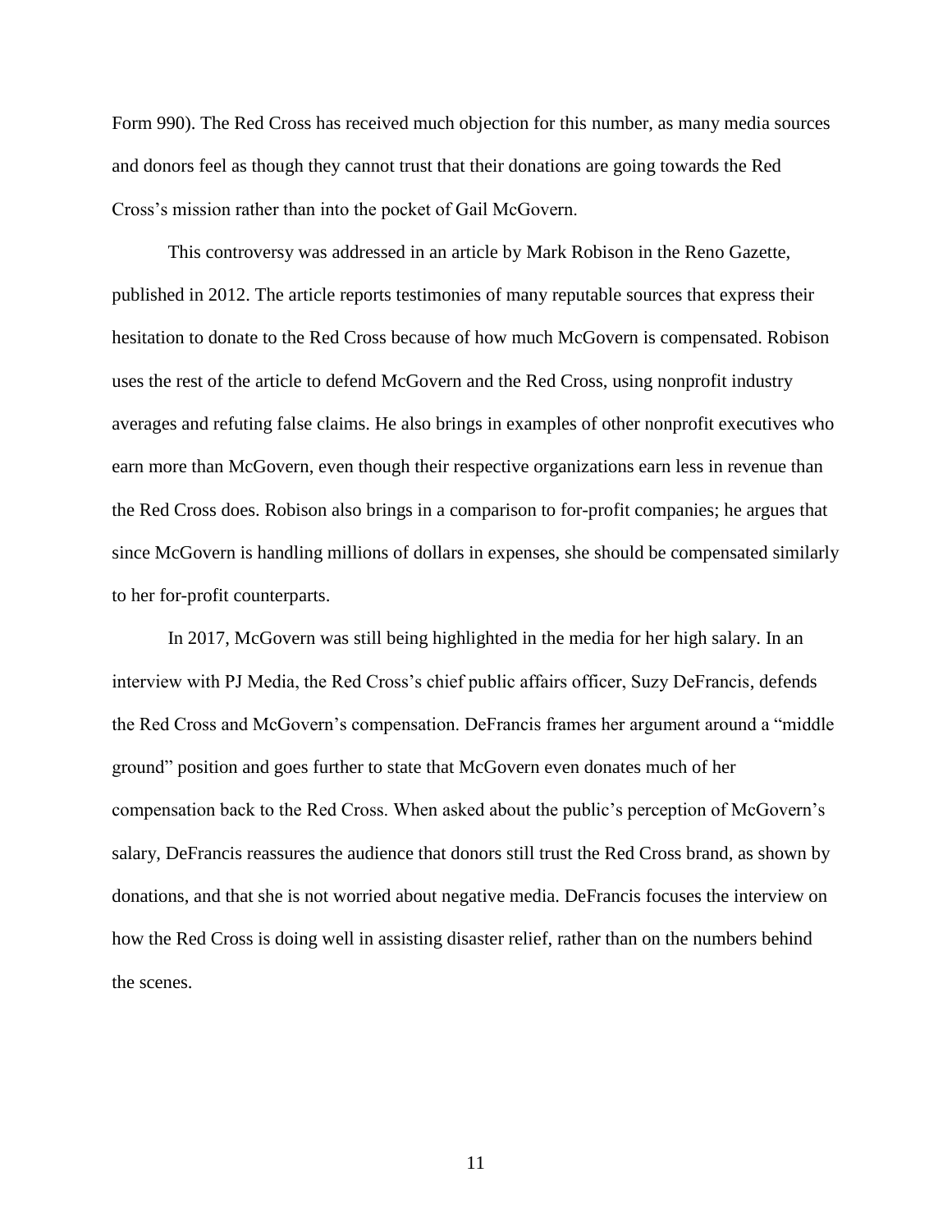Form 990). The Red Cross has received much objection for this number, as many media sources and donors feel as though they cannot trust that their donations are going towards the Red Cross's mission rather than into the pocket of Gail McGovern.

This controversy was addressed in an article by Mark Robison in the Reno Gazette, published in 2012. The article reports testimonies of many reputable sources that express their hesitation to donate to the Red Cross because of how much McGovern is compensated. Robison uses the rest of the article to defend McGovern and the Red Cross, using nonprofit industry averages and refuting false claims. He also brings in examples of other nonprofit executives who earn more than McGovern, even though their respective organizations earn less in revenue than the Red Cross does. Robison also brings in a comparison to for-profit companies; he argues that since McGovern is handling millions of dollars in expenses, she should be compensated similarly to her for-profit counterparts.

In 2017, McGovern was still being highlighted in the media for her high salary. In an interview with PJ Media, the Red Cross's chief public affairs officer, Suzy DeFrancis, defends the Red Cross and McGovern's compensation. DeFrancis frames her argument around a "middle ground" position and goes further to state that McGovern even donates much of her compensation back to the Red Cross. When asked about the public's perception of McGovern's salary, DeFrancis reassures the audience that donors still trust the Red Cross brand, as shown by donations, and that she is not worried about negative media. DeFrancis focuses the interview on how the Red Cross is doing well in assisting disaster relief, rather than on the numbers behind the scenes.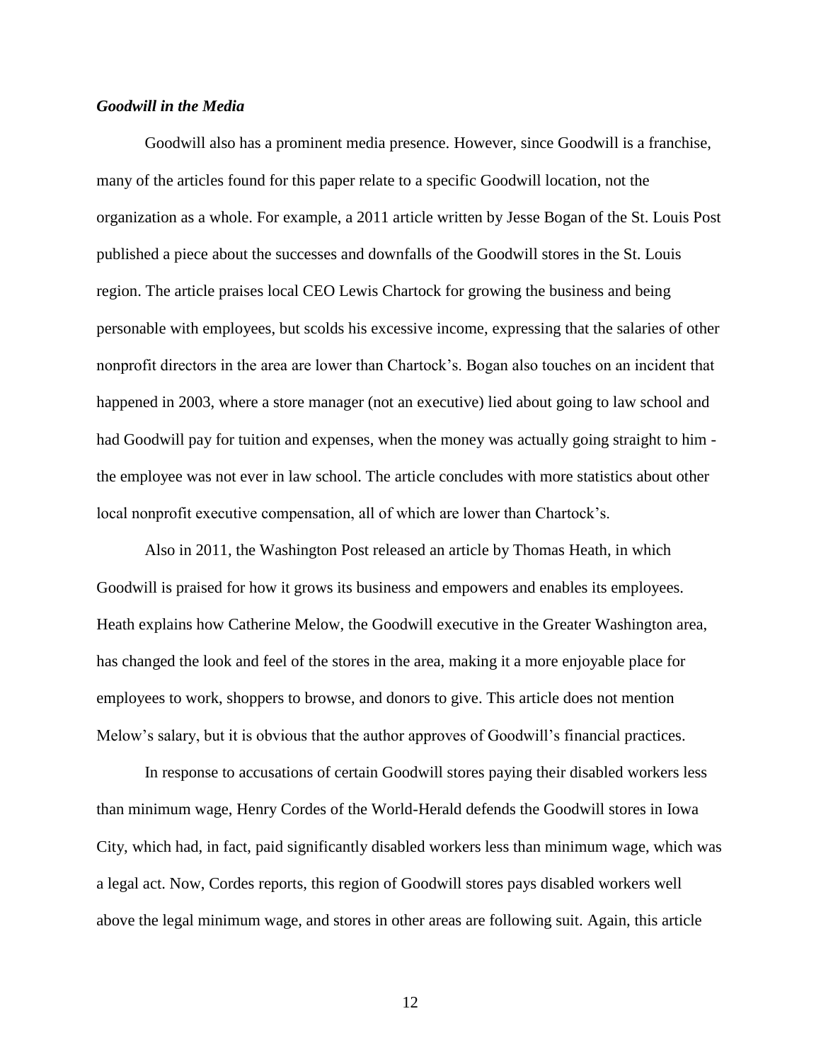### ***Goodwill in the Media***

Goodwill also has a prominent media presence. However, since Goodwill is a franchise, many of the articles found for this paper relate to a specific Goodwill location, not the organization as a whole. For example, a 2011 article written by Jesse Bogan of the St. Louis Post published a piece about the successes and downfalls of the Goodwill stores in the St. Louis region. The article praises local CEO Lewis Chartock for growing the business and being personable with employees, but scolds his excessive income, expressing that the salaries of other nonprofit directors in the area are lower than Chartock's. Bogan also touches on an incident that happened in 2003, where a store manager (not an executive) lied about going to law school and had Goodwill pay for tuition and expenses, when the money was actually going straight to him - the employee was not ever in law school. The article concludes with more statistics about other local nonprofit executive compensation, all of which are lower than Chartock's.

Also in 2011, the Washington Post released an article by Thomas Heath, in which Goodwill is praised for how it grows its business and empowers and enables its employees. Heath explains how Catherine Melow, the Goodwill executive in the Greater Washington area, has changed the look and feel of the stores in the area, making it a more enjoyable place for employees to work, shoppers to browse, and donors to give. This article does not mention Melow's salary, but it is obvious that the author approves of Goodwill's financial practices.

In response to accusations of certain Goodwill stores paying their disabled workers less than minimum wage, Henry Cordes of the World-Herald defends the Goodwill stores in Iowa City, which had, in fact, paid significantly disabled workers less than minimum wage, which was a legal act. Now, Cordes reports, this region of Goodwill stores pays disabled workers well above the legal minimum wage, and stores in other areas are following suit. Again, this article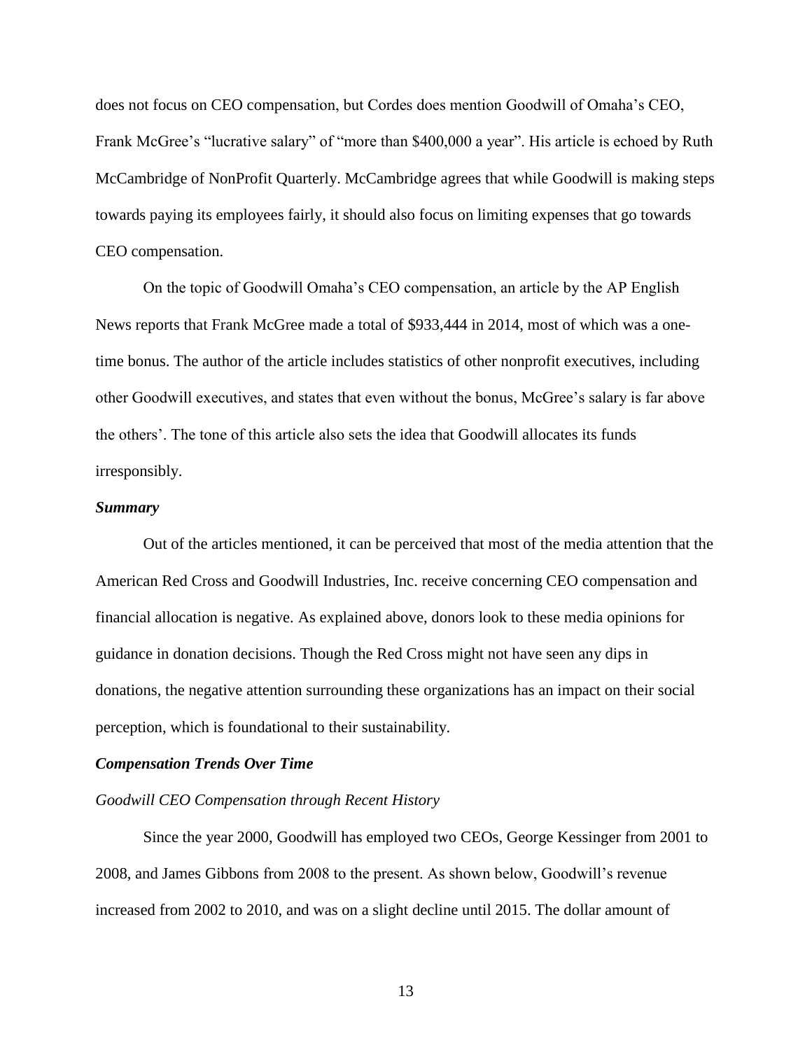does not focus on CEO compensation, but Cordes does mention Goodwill of Omaha's CEO, Frank McGree's "lucrative salary" of "more than $400,000 a year". His article is echoed by Ruth McCambridge of NonProfit Quarterly. McCambridge agrees that while Goodwill is making steps towards paying its employees fairly, it should also focus on limiting expenses that go towards CEO compensation.

On the topic of Goodwill Omaha's CEO compensation, an article by the AP English News reports that Frank McGree made a total of $933,444 in 2014, most of which was a one-time bonus. The author of the article includes statistics of other nonprofit executives, including other Goodwill executives, and states that even without the bonus, McGree's salary is far above the others'. The tone of this article also sets the idea that Goodwill allocates its funds irresponsibly.

***Summary***

Out of the articles mentioned, it can be perceived that most of the media attention that the American Red Cross and Goodwill Industries, Inc. receive concerning CEO compensation and financial allocation is negative. As explained above, donors look to these media opinions for guidance in donation decisions. Though the Red Cross might not have seen any dips in donations, the negative attention surrounding these organizations has an impact on their social perception, which is foundational to their sustainability.

***Compensation Trends Over Time***

*Goodwill CEO Compensation through Recent History*

Since the year 2000, Goodwill has employed two CEOs, George Kessinger from 2001 to 2008, and James Gibbons from 2008 to the present. As shown below, Goodwill's revenue increased from 2002 to 2010, and was on a slight decline until 2015. The dollar amount of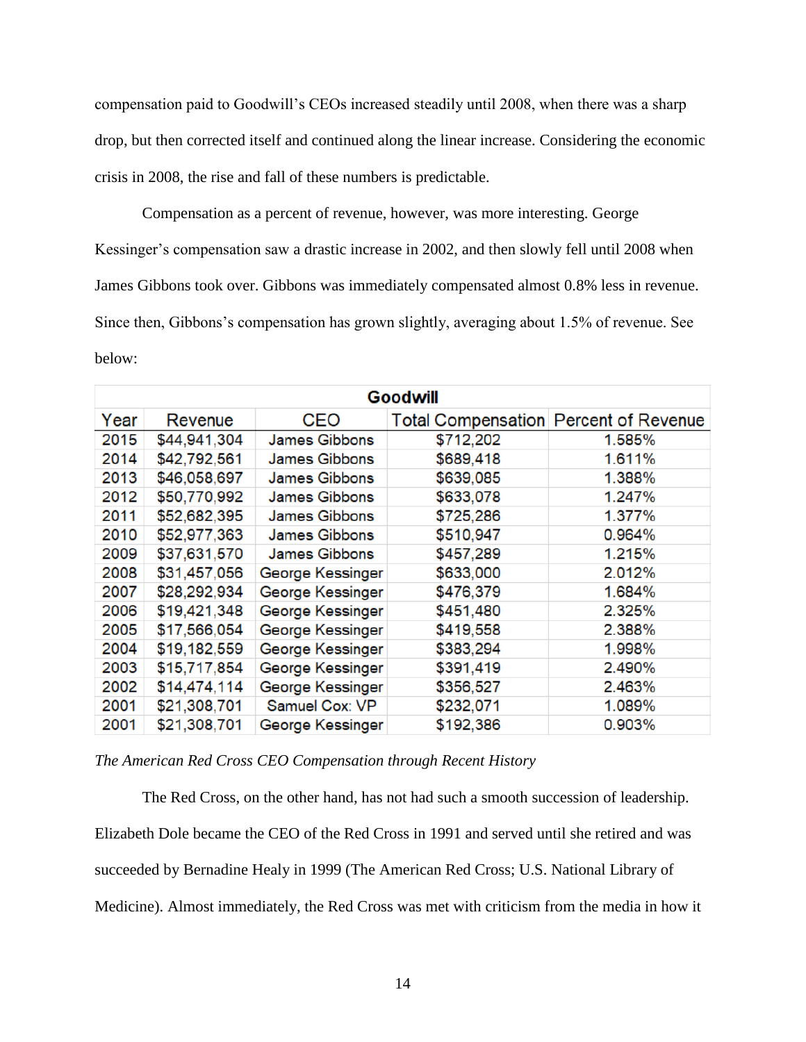compensation paid to Goodwill's CEOs increased steadily until 2008, when there was a sharp drop, but then corrected itself and continued along the linear increase. Considering the economic crisis in 2008, the rise and fall of these numbers is predictable.

Compensation as a percent of revenue, however, was more interesting. George Kessinger's compensation saw a drastic increase in 2002, and then slowly fell until 2008 when James Gibbons took over. Gibbons was immediately compensated almost 0.8% less in revenue. Since then, Gibbons's compensation has grown slightly, averaging about 1.5% of revenue. See below:

| Goodwill | | | | |
|---|---|---|---|---|
| Year | Revenue | CEO | Total Compensation | Percent of Revenue |
| 2015 | $44,941,304 | James Gibbons | $712,202 | 1.585% |
| 2014 | $42,792,561 | James Gibbons | $689,418 | 1.611% |
| 2013 | $46,058,697 | James Gibbons | $639,085 | 1.388% |
| 2012 | $50,770,992 | James Gibbons | $633,078 | 1.247% |
| 2011 | $52,682,395 | James Gibbons | $725,286 | 1.377% |
| 2010 | $52,977,363 | James Gibbons | $510,947 | 0.964% |
| 2009 | $37,631,570 | James Gibbons | $457,289 | 1.215% |
| 2008 | $31,457,056 | George Kessinger | $633,000 | 2.012% |
| 2007 | $28,292,934 | George Kessinger | $476,379 | 1.684% |
| 2006 | $19,421,348 | George Kessinger | $451,480 | 2.325% |
| 2005 | $17,566,054 | George Kessinger | $419,558 | 2.388% |
| 2004 | $19,182,559 | George Kessinger | $383,294 | 1.998% |
| 2003 | $15,717,854 | George Kessinger | $391,419 | 2.490% |
| 2002 | $14,474,114 | George Kessinger | $356,527 | 2.463% |
| 2001 | $21,308,701 | Samuel Cox: VP | $232,071 | 1.089% |
| 2001 | $21,308,701 | George Kessinger | $192,386 | 0.903% |

*The American Red Cross CEO Compensation through Recent History*

The Red Cross, on the other hand, has not had such a smooth succession of leadership. Elizabeth Dole became the CEO of the Red Cross in 1991 and served until she retired and was succeeded by Bernadine Healy in 1999 (The American Red Cross; U.S. National Library of Medicine). Almost immediately, the Red Cross was met with criticism from the media in how it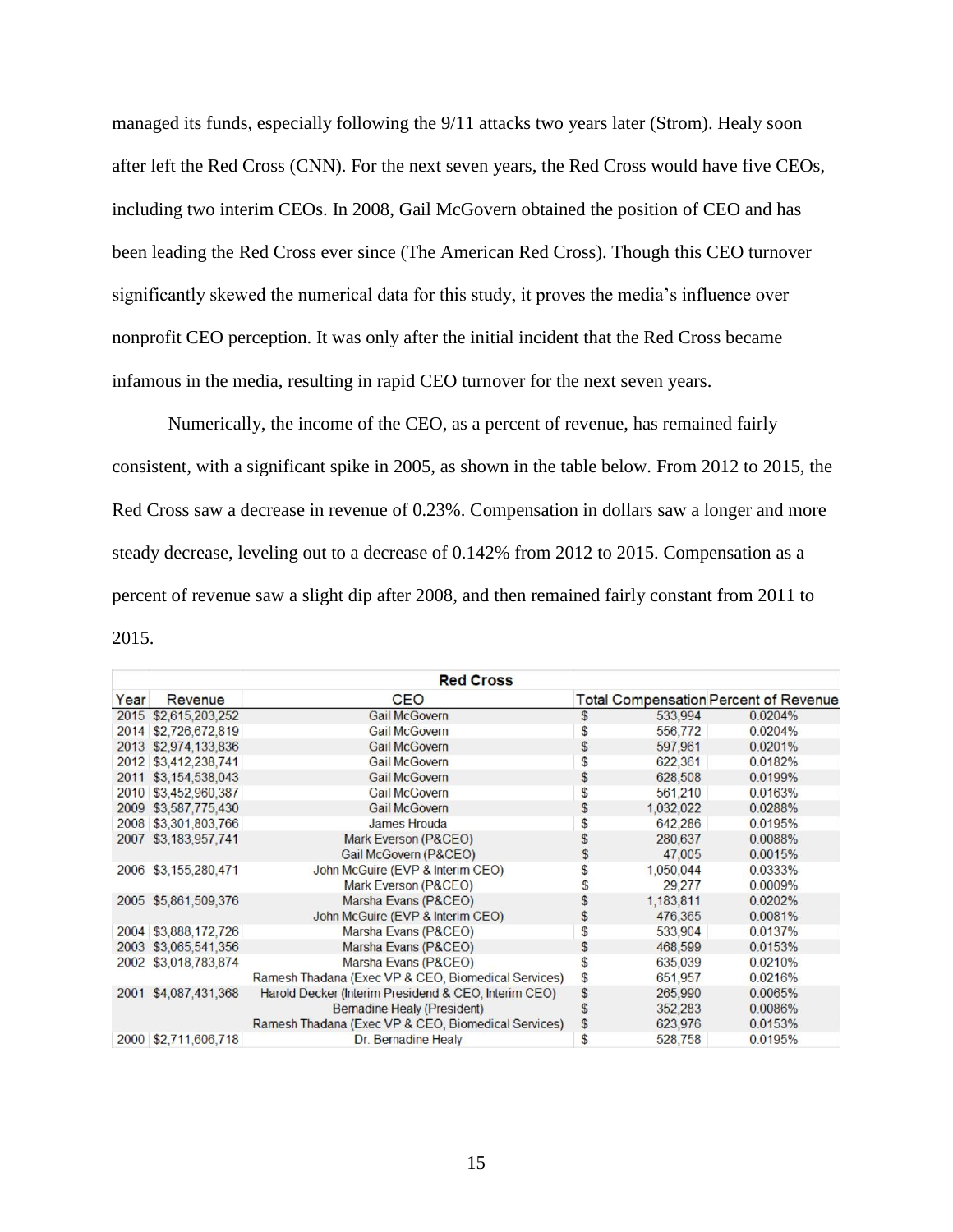managed its funds, especially following the 9/11 attacks two years later (Strom). Healy soon after left the Red Cross (CNN). For the next seven years, the Red Cross would have five CEOs, including two interim CEOs. In 2008, Gail McGovern obtained the position of CEO and has been leading the Red Cross ever since (The American Red Cross). Though this CEO turnover significantly skewed the numerical data for this study, it proves the media's influence over nonprofit CEO perception. It was only after the initial incident that the Red Cross became infamous in the media, resulting in rapid CEO turnover for the next seven years.

Numerically, the income of the CEO, as a percent of revenue, has remained fairly consistent, with a significant spike in 2005, as shown in the table below. From 2012 to 2015, the Red Cross saw a decrease in revenue of 0.23%. Compensation in dollars saw a longer and more steady decrease, leveling out to a decrease of 0.142% from 2012 to 2015. Compensation as a percent of revenue saw a slight dip after 2008, and then remained fairly constant from 2011 to 2015.

| Red Cross | | | | |
|---|---|---|---|---|
| Year | Revenue | CEO | Total Compensation | Percent of Revenue |
| 2015 | $2,615,203,252 | Gail McGovern | $ 533,994 | 0.0204% |
| 2014 | $2,726,672,819 | Gail McGovern | $ 556,772 | 0.0204% |
| 2013 | $2,974,133,836 | Gail McGovern | $ 597,961 | 0.0201% |
| 2012 | $3,412,238,741 | Gail McGovern | $ 622,361 | 0.0182% |
| 2011 | $3,154,538,043 | Gail McGovern | $ 628,508 | 0.0199% |
| 2010 | $3,452,960,387 | Gail McGovern | $ 561,210 | 0.0163% |
| 2009 | $3,587,775,430 | Gail McGovern | $ 1,032,022 | 0.0288% |
| 2008 | $3,301,803,766 | James Hrouda | $ 642,286 | 0.0195% |
| 2007 | $3,183,957,741 | Mark Everson (P&CEO) | $ 280,637 | 0.0088% |
| | | Gail McGovern (P&CEO) | $ 47,005 | 0.0015% |
| 2006 | $3,155,280,471 | John McGuire (EVP & Interim CEO) | $ 1,050,044 | 0.0333% |
| | | Mark Everson (P&CEO) | $ 29,277 | 0.0009% |
| 2005 | $5,861,509,376 | Marsha Evans (P&CEO) | $ 1,183,811 | 0.0202% |
| | | John McGuire (EVP & Interim CEO) | $ 476,365 | 0.0081% |
| 2004 | $3,888,172,726 | Marsha Evans (P&CEO) | $ 533,904 | 0.0137% |
| 2003 | $3,065,541,356 | Marsha Evans (P&CEO) | $ 468,599 | 0.0153% |
| 2002 | $3,018,783,874 | Marsha Evans (P&CEO) | $ 635,039 | 0.0210% |
| | | Ramesh Thadana (Exec VP & CEO, Biomedical Services) | $ 651,957 | 0.0216% |
| 2001 | $4,087,431,368 | Harold Decker (Interim Presidend & CEO, Interim CEO) | $ 265,990 | 0.0065% |
| | | Bernadine Healy (President) | $ 352,283 | 0.0086% |
| | | Ramesh Thadana (Exec VP & CEO, Biomedical Services) | $ 623,976 | 0.0153% |
| 2000 | $2,711,606,718 | Dr. Bernadine Healy | $ 528,758 | 0.0195% |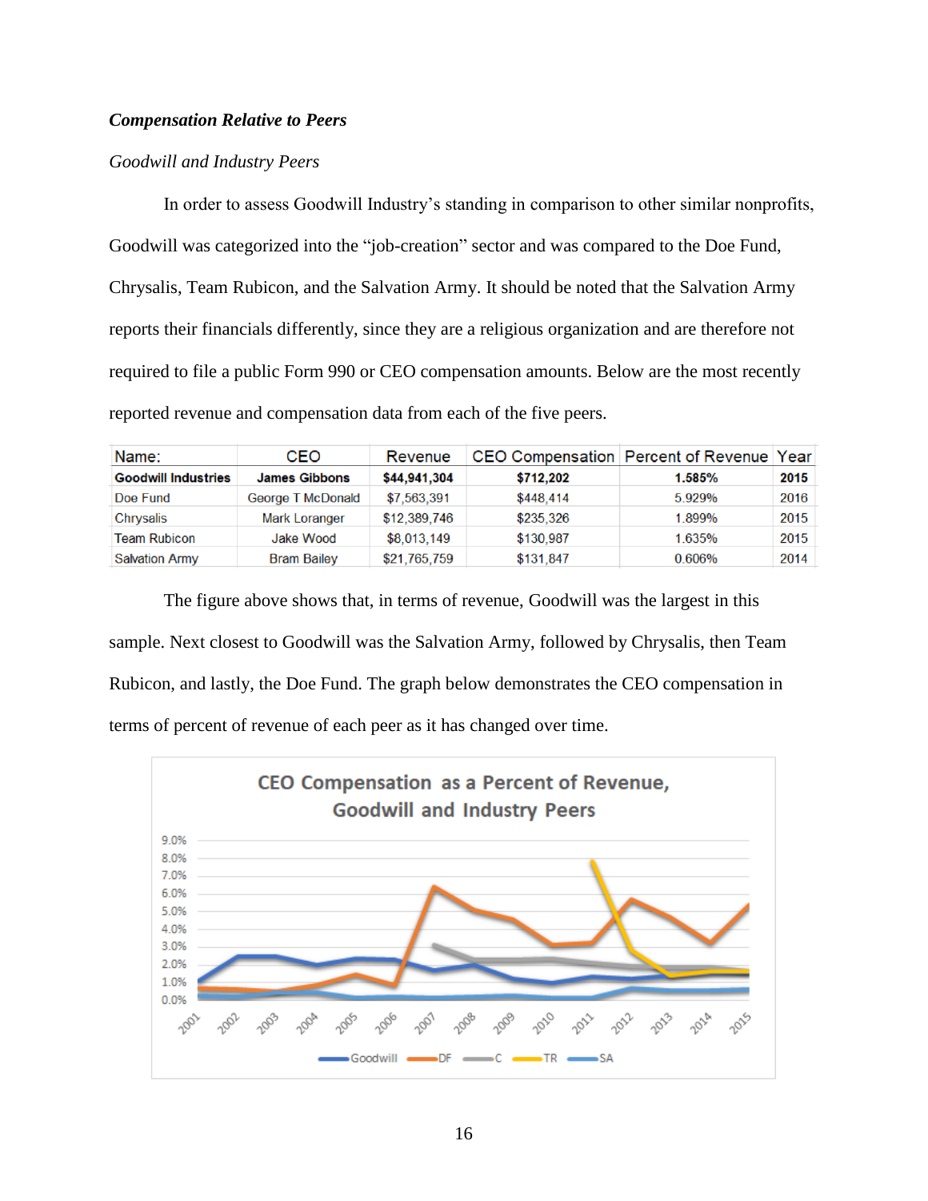### ***Compensation Relative to Peers***

*Goodwill and Industry Peers*

In order to assess Goodwill Industry's standing in comparison to other similar nonprofits, Goodwill was categorized into the "job-creation" sector and was compared to the Doe Fund, Chrysalis, Team Rubicon, and the Salvation Army. It should be noted that the Salvation Army reports their financials differently, since they are a religious organization and are therefore not required to file a public Form 990 or CEO compensation amounts. Below are the most recently reported revenue and compensation data from each of the five peers.

| Name: | CEO | Revenue | CEO Compensation | Percent of Revenue | Year |
|---|---|---|---|---|---|
| **Goodwill Industries** | **James Gibbons** | **$44,941,304** | **$712,202** | **1.585%** | **2015** |
| Doe Fund | George T McDonald | $7,563,391 | $448,414 | 5.929% | 2016 |
| Chrysalis | Mark Loranger | $12,389,746 | $235,326 | 1.899% | 2015 |
| Team Rubicon | Jake Wood | $8,013,149 | $130,987 | 1.635% | 2015 |
| Salvation Army | Bram Bailey | $21,765,759 | $131,847 | 0.606% | 2014 |

The figure above shows that, in terms of revenue, Goodwill was the largest in this sample. Next closest to Goodwill was the Salvation Army, followed by Chrysalis, then Team Rubicon, and lastly, the Doe Fund. The graph below demonstrates the CEO compensation in terms of percent of revenue of each peer as it has changed over time.

CEO Compensation as a Percent of Revenue, Goodwill and Industry Peers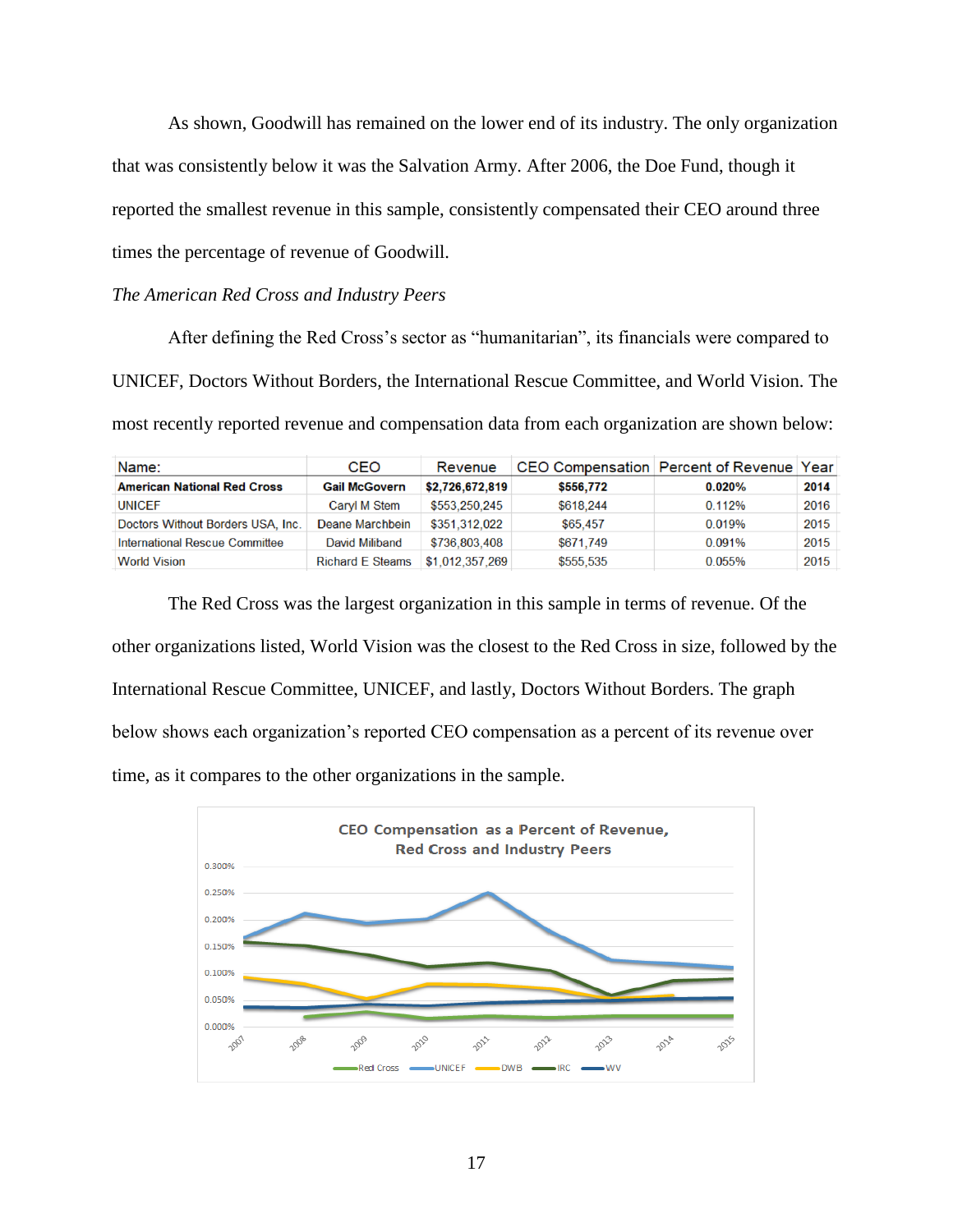As shown, Goodwill has remained on the lower end of its industry. The only organization that was consistently below it was the Salvation Army. After 2006, the Doe Fund, though it reported the smallest revenue in this sample, consistently compensated their CEO around three times the percentage of revenue of Goodwill.

*The American Red Cross and Industry Peers*

After defining the Red Cross's sector as "humanitarian", its financials were compared to UNICEF, Doctors Without Borders, the International Rescue Committee, and World Vision. The most recently reported revenue and compensation data from each organization are shown below:

| Name: | CEO | Revenue | CEO Compensation | Percent of Revenue | Year |
|---|---|---|---|---|---|
| **American National Red Cross** | **Gail McGovern** | **$2,726,672,819** | **$556,772** | **0.020%** | **2014** |
| UNICEF | Caryl M Stem | $553,250,245 | $618,244 | 0.112% | 2016 |
| Doctors Without Borders USA, Inc. | Deane Marchbein | $351,312,022 | $65,457 | 0.019% | 2015 |
| International Rescue Committee | David Miliband | $736,803,408 | $671,749 | 0.091% | 2015 |
| World Vision | Richard E Steams | $1,012,357,269 | $555,535 | 0.055% | 2015 |

The Red Cross was the largest organization in this sample in terms of revenue. Of the other organizations listed, World Vision was the closest to the Red Cross in size, followed by the International Rescue Committee, UNICEF, and lastly, Doctors Without Borders. The graph below shows each organization's reported CEO compensation as a percent of its revenue over time, as it compares to the other organizations in the sample.

CEO Compensation as a Percent of Revenue, Red Cross and Industry Peers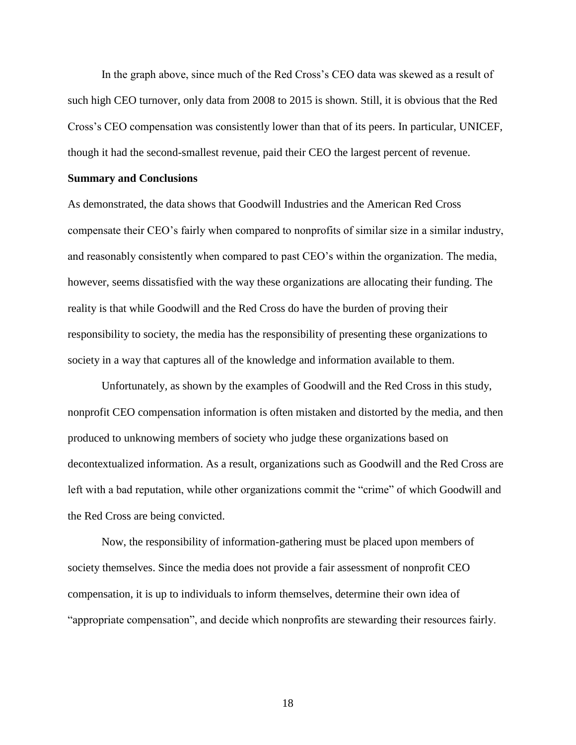In the graph above, since much of the Red Cross's CEO data was skewed as a result of such high CEO turnover, only data from 2008 to 2015 is shown. Still, it is obvious that the Red Cross's CEO compensation was consistently lower than that of its peers. In particular, UNICEF, though it had the second-smallest revenue, paid their CEO the largest percent of revenue.

**Summary and Conclusions**

As demonstrated, the data shows that Goodwill Industries and the American Red Cross compensate their CEO's fairly when compared to nonprofits of similar size in a similar industry, and reasonably consistently when compared to past CEO's within the organization. The media, however, seems dissatisfied with the way these organizations are allocating their funding. The reality is that while Goodwill and the Red Cross do have the burden of proving their responsibility to society, the media has the responsibility of presenting these organizations to society in a way that captures all of the knowledge and information available to them.

Unfortunately, as shown by the examples of Goodwill and the Red Cross in this study, nonprofit CEO compensation information is often mistaken and distorted by the media, and then produced to unknowing members of society who judge these organizations based on decontextualized information. As a result, organizations such as Goodwill and the Red Cross are left with a bad reputation, while other organizations commit the "crime" of which Goodwill and the Red Cross are being convicted.

Now, the responsibility of information-gathering must be placed upon members of society themselves. Since the media does not provide a fair assessment of nonprofit CEO compensation, it is up to individuals to inform themselves, determine their own idea of "appropriate compensation", and decide which nonprofits are stewarding their resources fairly.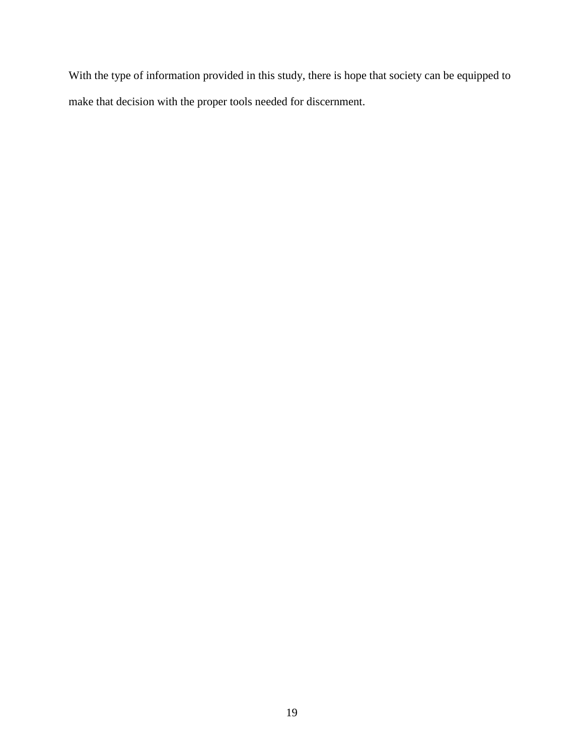With the type of information provided in this study, there is hope that society can be equipped to make that decision with the proper tools needed for discernment.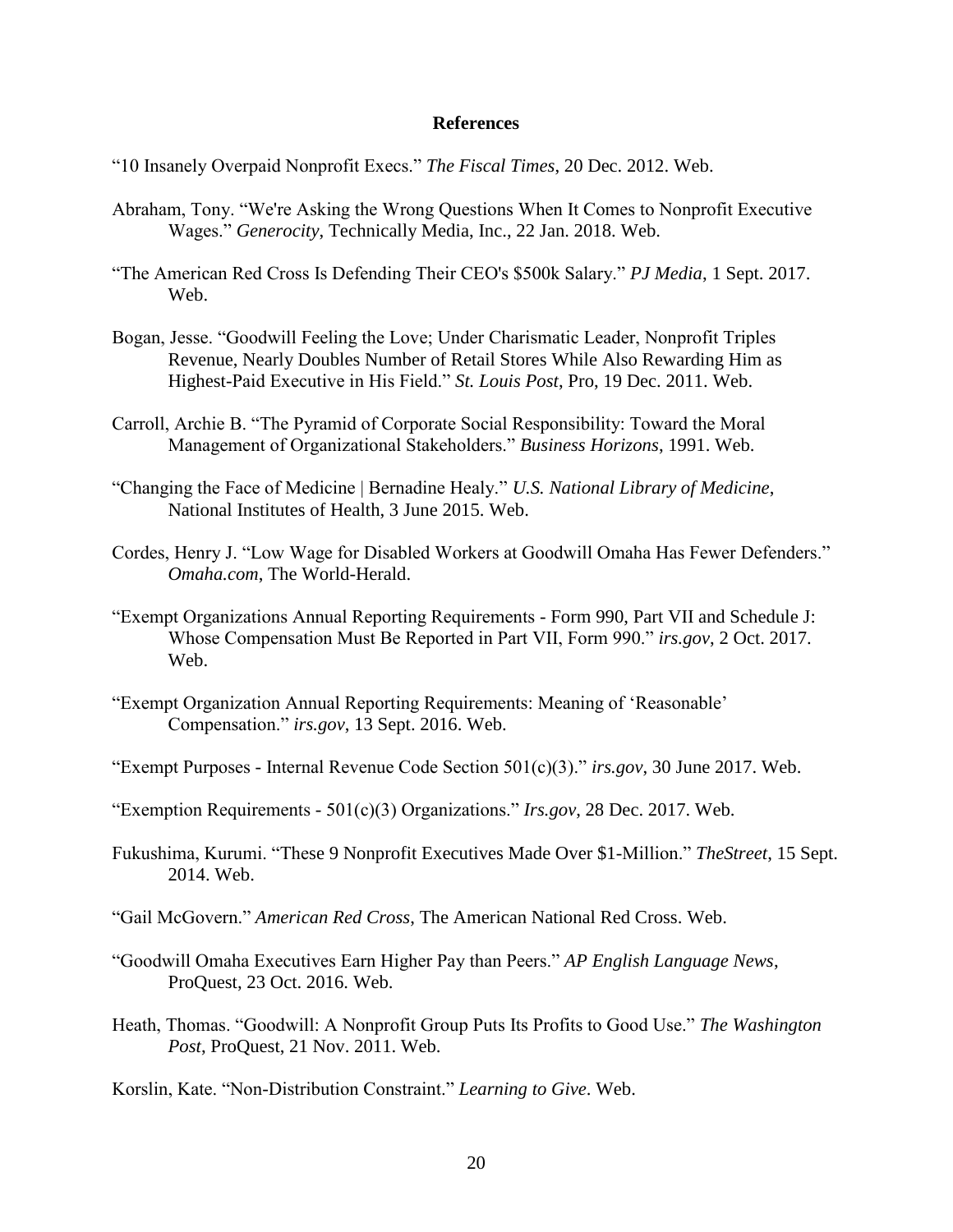# References

"10 Insanely Overpaid Nonprofit Execs." *The Fiscal Times*, 20 Dec. 2012. Web.

Abraham, Tony. "We're Asking the Wrong Questions When It Comes to Nonprofit Executive Wages." *Generocity*, Technically Media, Inc., 22 Jan. 2018. Web.

"The American Red Cross Is Defending Their CEO's $500k Salary." *PJ Media*, 1 Sept. 2017. Web.

Bogan, Jesse. "Goodwill Feeling the Love; Under Charismatic Leader, Nonprofit Triples Revenue, Nearly Doubles Number of Retail Stores While Also Rewarding Him as Highest-Paid Executive in His Field." *St. Louis Post*, Pro, 19 Dec. 2011. Web.

Carroll, Archie B. "The Pyramid of Corporate Social Responsibility: Toward the Moral Management of Organizational Stakeholders." *Business Horizons*, 1991. Web.

"Changing the Face of Medicine | Bernadine Healy." *U.S. National Library of Medicine*, National Institutes of Health, 3 June 2015. Web.

Cordes, Henry J. "Low Wage for Disabled Workers at Goodwill Omaha Has Fewer Defenders." *Omaha.com*, The World-Herald.

"Exempt Organizations Annual Reporting Requirements - Form 990, Part VII and Schedule J: Whose Compensation Must Be Reported in Part VII, Form 990." *irs.gov*, 2 Oct. 2017. Web.

"Exempt Organization Annual Reporting Requirements: Meaning of 'Reasonable' Compensation." *irs.gov*, 13 Sept. 2016. Web.

"Exempt Purposes - Internal Revenue Code Section 501(c)(3)." *irs.gov*, 30 June 2017. Web.

"Exemption Requirements - 501(c)(3) Organizations." *Irs.gov*, 28 Dec. 2017. Web.

Fukushima, Kurumi. "These 9 Nonprofit Executives Made Over $1-Million." *TheStreet*, 15 Sept. 2014. Web.

"Gail McGovern." *American Red Cross*, The American National Red Cross. Web.

"Goodwill Omaha Executives Earn Higher Pay than Peers." *AP English Language News*, ProQuest, 23 Oct. 2016. Web.

Heath, Thomas. "Goodwill: A Nonprofit Group Puts Its Profits to Good Use." *The Washington Post*, ProQuest, 21 Nov. 2011. Web.

Korslin, Kate. "Non-Distribution Constraint." *Learning to Give*. Web.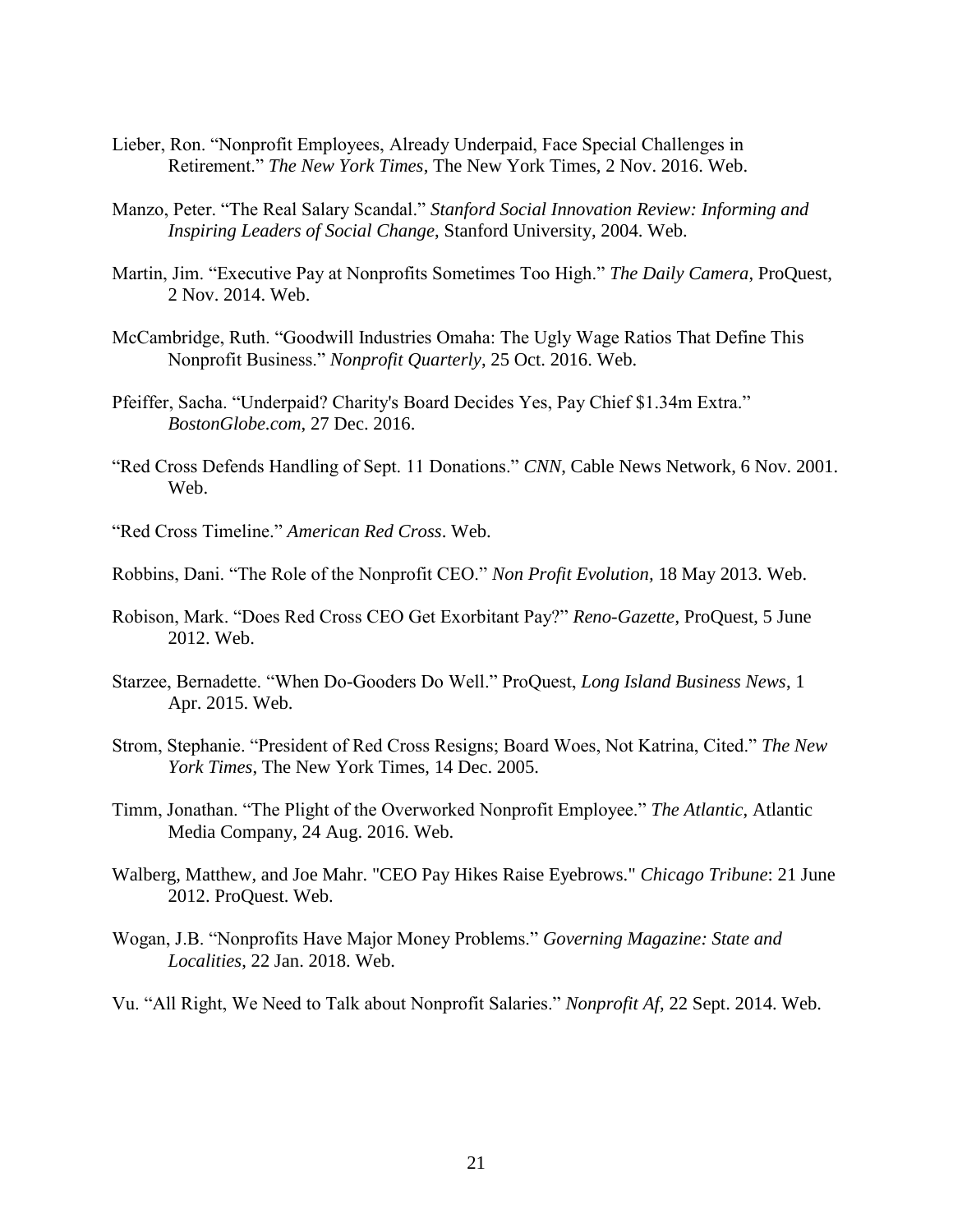Lieber, Ron. "Nonprofit Employees, Already Underpaid, Face Special Challenges in Retirement." *The New York Times*, The New York Times, 2 Nov. 2016. Web.

Manzo, Peter. "The Real Salary Scandal." *Stanford Social Innovation Review: Informing and Inspiring Leaders of Social Change*, Stanford University, 2004. Web.

Martin, Jim. "Executive Pay at Nonprofits Sometimes Too High." *The Daily Camera*, ProQuest, 2 Nov. 2014. Web.

McCambridge, Ruth. "Goodwill Industries Omaha: The Ugly Wage Ratios That Define This Nonprofit Business." *Nonprofit Quarterly*, 25 Oct. 2016. Web.

Pfeiffer, Sacha. "Underpaid? Charity's Board Decides Yes, Pay Chief $1.34m Extra." *BostonGlobe.com*, 27 Dec. 2016.

"Red Cross Defends Handling of Sept. 11 Donations." *CNN*, Cable News Network, 6 Nov. 2001. Web.

"Red Cross Timeline." *American Red Cross*. Web.

Robbins, Dani. "The Role of the Nonprofit CEO." *Non Profit Evolution*, 18 May 2013. Web.

Robison, Mark. "Does Red Cross CEO Get Exorbitant Pay?" *Reno-Gazette*, ProQuest, 5 June 2012. Web.

Starzee, Bernadette. "When Do-Gooders Do Well." ProQuest, *Long Island Business News*, 1 Apr. 2015. Web.

Strom, Stephanie. "President of Red Cross Resigns; Board Woes, Not Katrina, Cited." *The New York Times*, The New York Times, 14 Dec. 2005.

Timm, Jonathan. "The Plight of the Overworked Nonprofit Employee." *The Atlantic*, Atlantic Media Company, 24 Aug. 2016. Web.

Walberg, Matthew, and Joe Mahr. "CEO Pay Hikes Raise Eyebrows." *Chicago Tribune*: 21 June 2012. ProQuest. Web.

Wogan, J.B. "Nonprofits Have Major Money Problems." *Governing Magazine: State and Localities*, 22 Jan. 2018. Web.

Vu. "All Right, We Need to Talk about Nonprofit Salaries." *Nonprofit Af*, 22 Sept. 2014. Web.